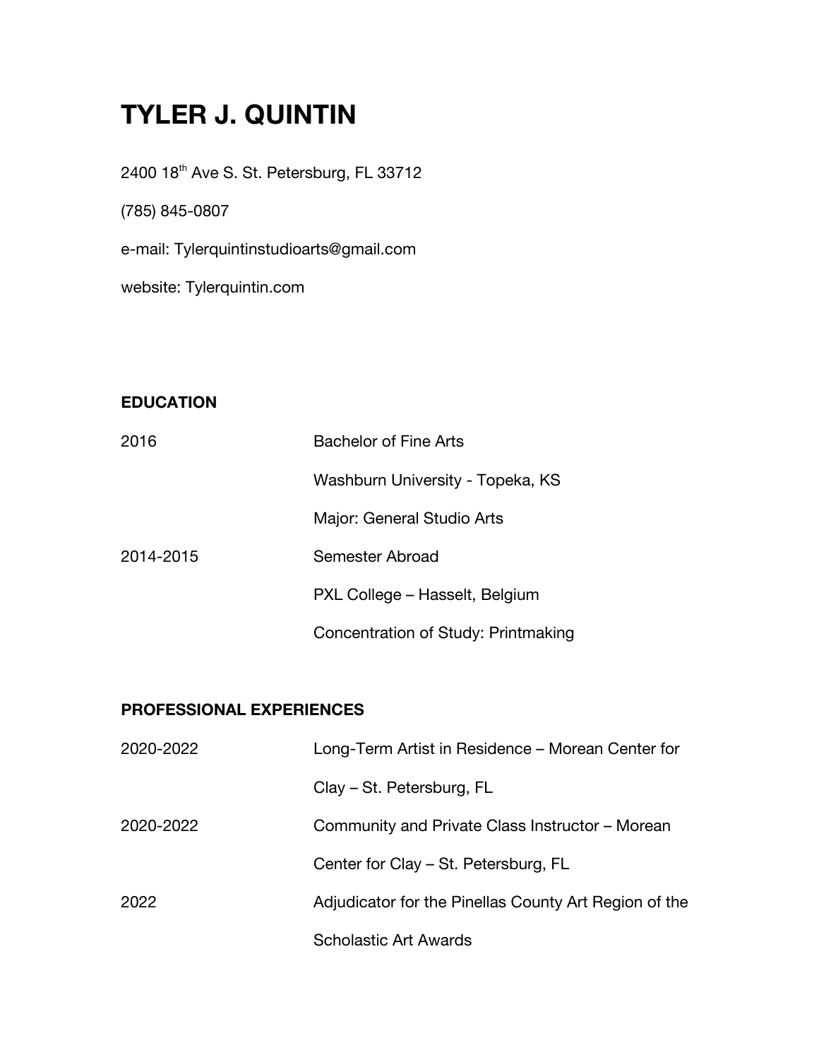# TYLER J. QUINTIN

2400 18th Ave S. St. Petersburg, FL 33712

(785) 845-0807

e-mail: Tylerquintinstudioarts@gmail.com

website: Tylerquintin.com

## EDUCATION

| | |
|---|---|
| 2016 | Bachelor of Fine Arts |
| | Washburn University - Topeka, KS |
| | Major: General Studio Arts |
| 2014-2015 | Semester Abroad |
| | PXL College – Hasselt, Belgium |
| | Concentration of Study: Printmaking |

## PROFESSIONAL EXPERIENCES

| | |
|---|---|
| 2020-2022 | Long-Term Artist in Residence – Morean Center for Clay – St. Petersburg, FL |
| 2020-2022 | Community and Private Class Instructor – Morean Center for Clay – St. Petersburg, FL |
| 2022 | Adjudicator for the Pinellas County Art Region of the Scholastic Art Awards |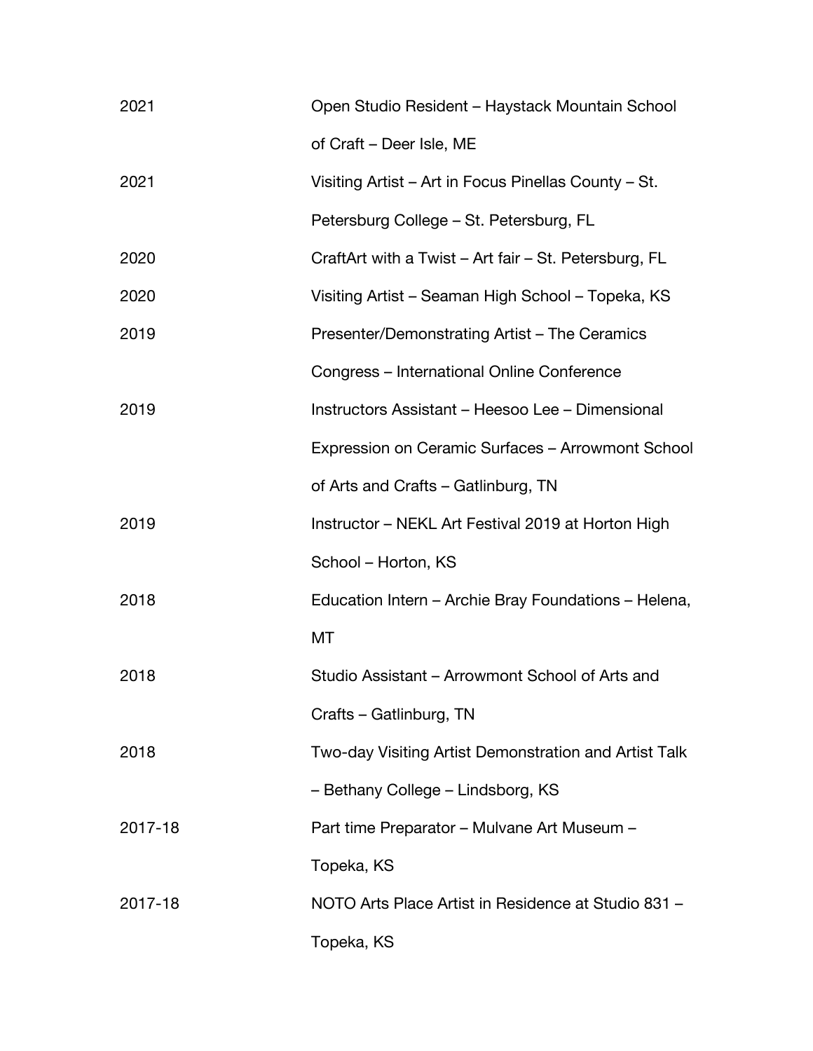| | |
|---|---|
| 2021 | Open Studio Resident – Haystack Mountain School of Craft – Deer Isle, ME |
| 2021 | Visiting Artist – Art in Focus Pinellas County – St. Petersburg College – St. Petersburg, FL |
| 2020 | CraftArt with a Twist – Art fair – St. Petersburg, FL |
| 2020 | Visiting Artist – Seaman High School – Topeka, KS |
| 2019 | Presenter/Demonstrating Artist – The Ceramics Congress – International Online Conference |
| 2019 | Instructors Assistant – Heesoo Lee – Dimensional Expression on Ceramic Surfaces – Arrowmont School of Arts and Crafts – Gatlinburg, TN |
| 2019 | Instructor – NEKL Art Festival 2019 at Horton High School – Horton, KS |
| 2018 | Education Intern – Archie Bray Foundations – Helena, MT |
| 2018 | Studio Assistant – Arrowmont School of Arts and Crafts – Gatlinburg, TN |
| 2018 | Two-day Visiting Artist Demonstration and Artist Talk – Bethany College – Lindsborg, KS |
| 2017-18 | Part time Preparator – Mulvane Art Museum – Topeka, KS |
| 2017-18 | NOTO Arts Place Artist in Residence at Studio 831 – Topeka, KS |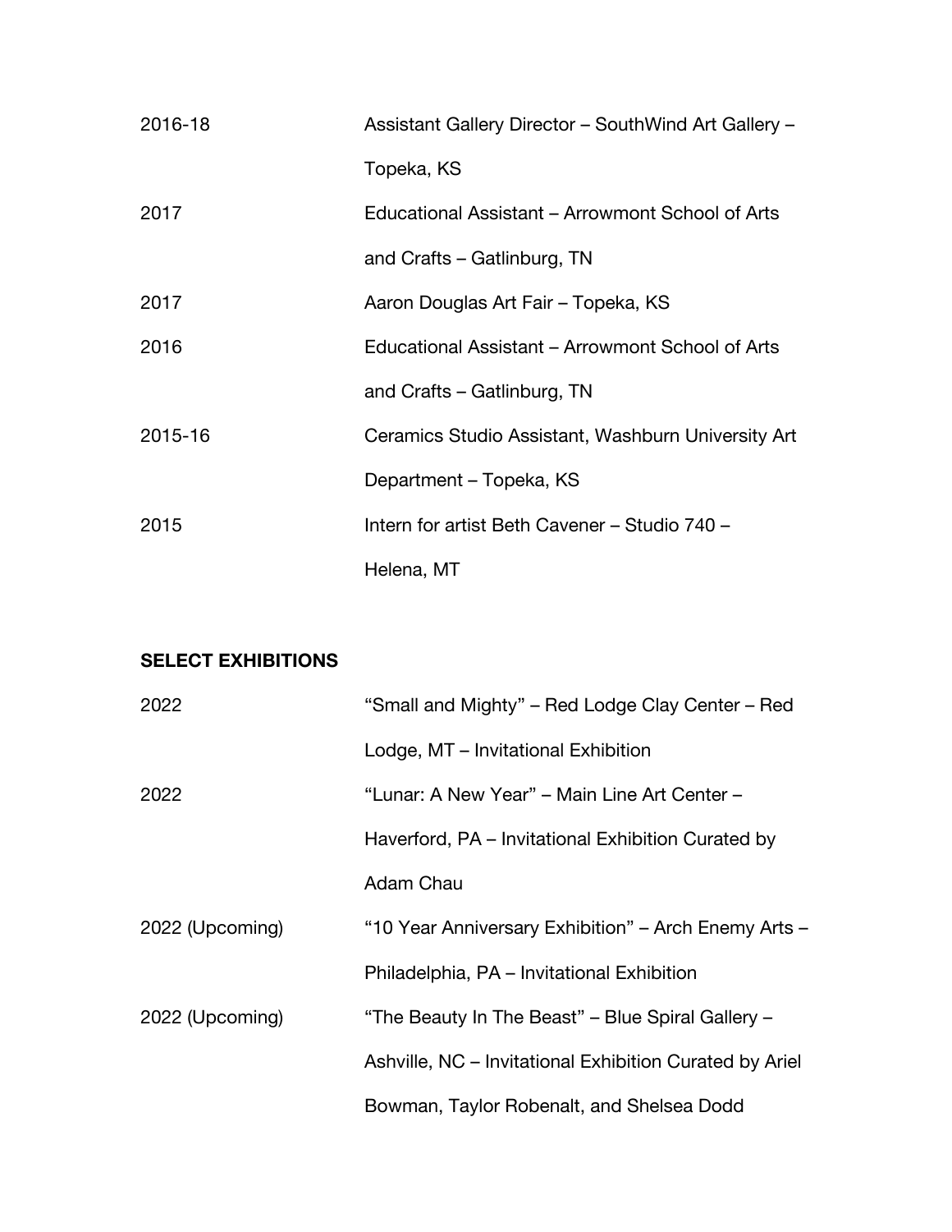| | |
|---|---|
| 2016-18 | Assistant Gallery Director – SouthWind Art Gallery – Topeka, KS |
| 2017 | Educational Assistant – Arrowmont School of Arts and Crafts – Gatlinburg, TN |
| 2017 | Aaron Douglas Art Fair – Topeka, KS |
| 2016 | Educational Assistant – Arrowmont School of Arts and Crafts – Gatlinburg, TN |
| 2015-16 | Ceramics Studio Assistant, Washburn University Art Department – Topeka, KS |
| 2015 | Intern for artist Beth Cavener – Studio 740 – Helena, MT |

**SELECT EXHIBITIONS**

| | |
|---|---|
| 2022 | "Small and Mighty" – Red Lodge Clay Center – Red Lodge, MT – Invitational Exhibition |
| 2022 | "Lunar: A New Year" – Main Line Art Center – Haverford, PA – Invitational Exhibition Curated by Adam Chau |
| 2022 (Upcoming) | "10 Year Anniversary Exhibition" – Arch Enemy Arts – Philadelphia, PA – Invitational Exhibition |
| 2022 (Upcoming) | "The Beauty In The Beast" – Blue Spiral Gallery – Ashville, NC – Invitational Exhibition Curated by Ariel Bowman, Taylor Robenalt, and Shelsea Dodd |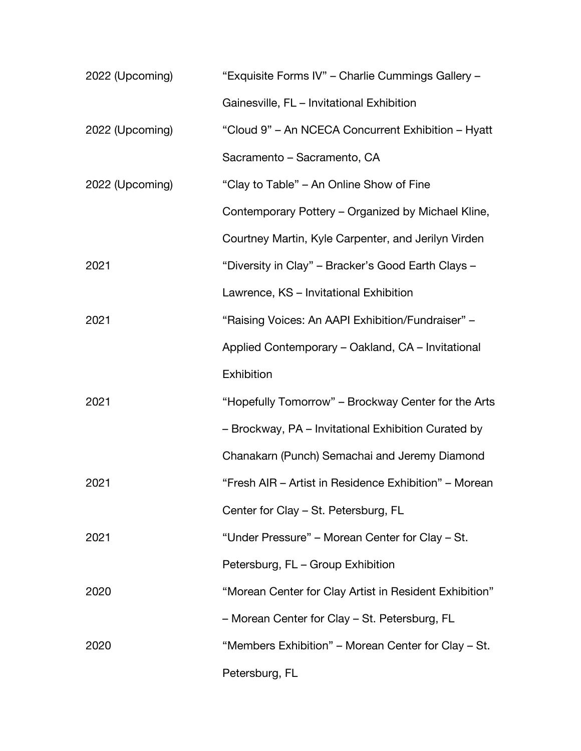| | |
|---|---|
| 2022 (Upcoming) | "Exquisite Forms IV" – Charlie Cummings Gallery – Gainesville, FL – Invitational Exhibition |
| 2022 (Upcoming) | "Cloud 9" – An NCECA Concurrent Exhibition – Hyatt Sacramento – Sacramento, CA |
| 2022 (Upcoming) | "Clay to Table" – An Online Show of Fine Contemporary Pottery – Organized by Michael Kline, Courtney Martin, Kyle Carpenter, and Jerilyn Virden |
| 2021 | "Diversity in Clay" – Bracker's Good Earth Clays – Lawrence, KS – Invitational Exhibition |
| 2021 | "Raising Voices: An AAPI Exhibition/Fundraiser" – Applied Contemporary – Oakland, CA – Invitational Exhibition |
| 2021 | "Hopefully Tomorrow" – Brockway Center for the Arts – Brockway, PA – Invitational Exhibition Curated by Chanakarn (Punch) Semachai and Jeremy Diamond |
| 2021 | "Fresh AIR – Artist in Residence Exhibition" – Morean Center for Clay – St. Petersburg, FL |
| 2021 | "Under Pressure" – Morean Center for Clay – St. Petersburg, FL – Group Exhibition |
| 2020 | "Morean Center for Clay Artist in Resident Exhibition" – Morean Center for Clay – St. Petersburg, FL |
| 2020 | "Members Exhibition" – Morean Center for Clay – St. Petersburg, FL |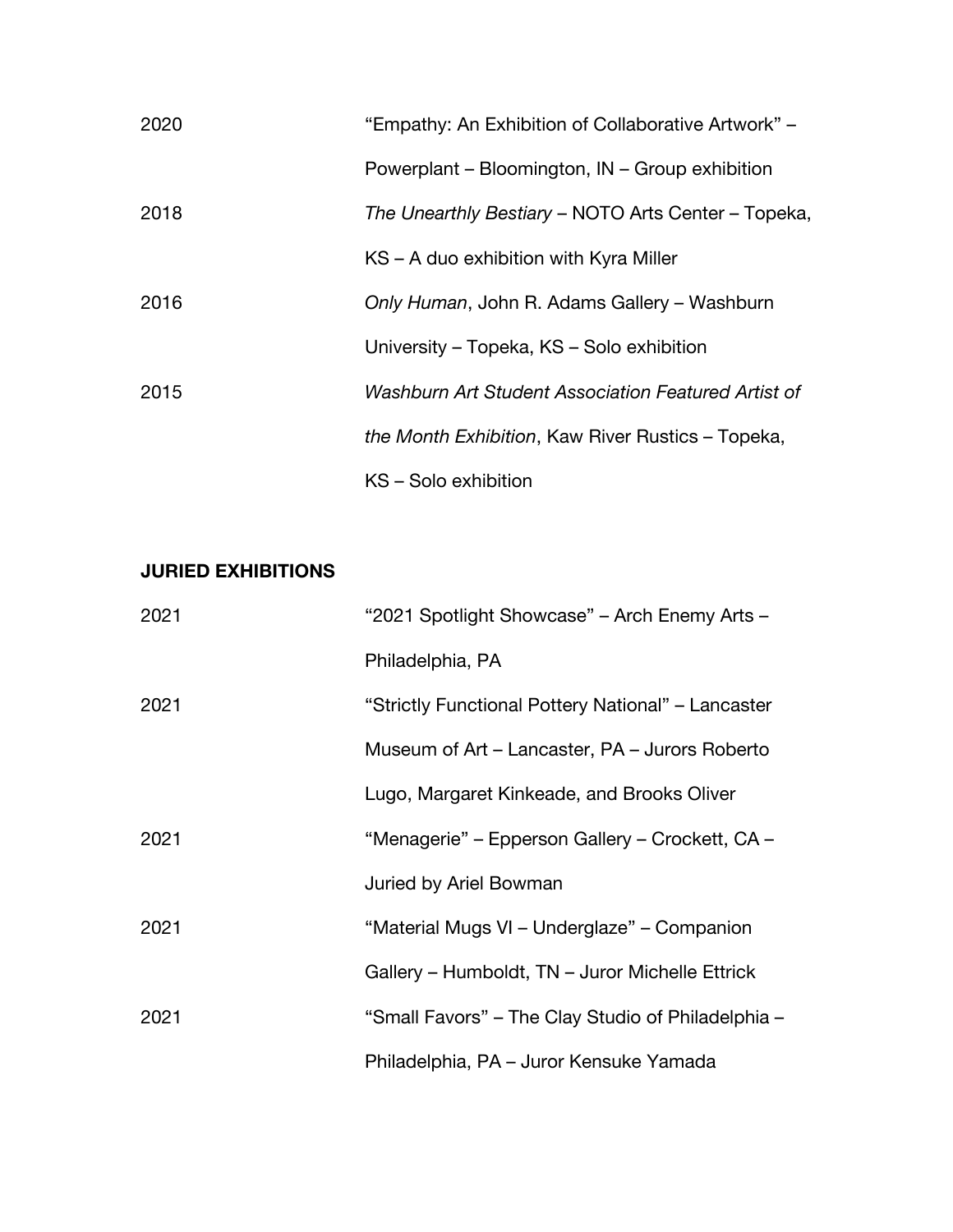2020 “Empathy: An Exhibition of Collaborative Artwork” – Powerplant – Bloomington, IN – Group exhibition

2018 *The Unearthly Bestiary* – NOTO Arts Center – Topeka, KS – A duo exhibition with Kyra Miller

2016 *Only Human*, John R. Adams Gallery – Washburn University – Topeka, KS – Solo exhibition

2015 *Washburn Art Student Association Featured Artist of the Month Exhibition*, Kaw River Rustics – Topeka, KS – Solo exhibition

**JURIED EXHIBITIONS**

2021 “2021 Spotlight Showcase” – Arch Enemy Arts – Philadelphia, PA

2021 “Strictly Functional Pottery National” – Lancaster Museum of Art – Lancaster, PA – Jurors Roberto Lugo, Margaret Kinkeade, and Brooks Oliver

2021 “Menagerie” – Epperson Gallery – Crockett, CA – Juried by Ariel Bowman

2021 “Material Mugs VI – Underglaze” – Companion Gallery – Humboldt, TN – Juror Michelle Ettrick

2021 “Small Favors” – The Clay Studio of Philadelphia – Philadelphia, PA – Juror Kensuke Yamada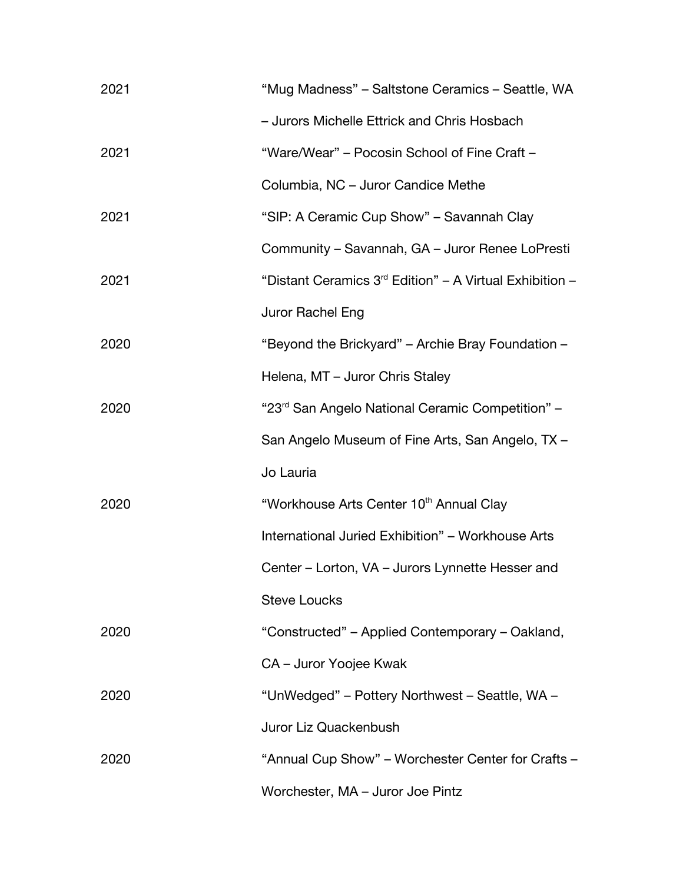| | |
|---|---|
| 2021 | "Mug Madness" – Saltstone Ceramics – Seattle, WA – Jurors Michelle Ettrick and Chris Hosbach |
| 2021 | "Ware/Wear" – Pocosin School of Fine Craft – Columbia, NC – Juror Candice Methe |
| 2021 | "SIP: A Ceramic Cup Show" – Savannah Clay Community – Savannah, GA – Juror Renee LoPresti |
| 2021 | "Distant Ceramics 3rd Edition" – A Virtual Exhibition – Juror Rachel Eng |
| 2020 | "Beyond the Brickyard" – Archie Bray Foundation – Helena, MT – Juror Chris Staley |
| 2020 | "23rd San Angelo National Ceramic Competition" – San Angelo Museum of Fine Arts, San Angelo, TX – Jo Lauria |
| 2020 | "Workhouse Arts Center 10th Annual Clay International Juried Exhibition" – Workhouse Arts Center – Lorton, VA – Jurors Lynnette Hesser and Steve Loucks |
| 2020 | "Constructed" – Applied Contemporary – Oakland, CA – Juror Yoojee Kwak |
| 2020 | "UnWedged" – Pottery Northwest – Seattle, WA – Juror Liz Quackenbush |
| 2020 | "Annual Cup Show" – Worchester Center for Crafts – Worchester, MA – Juror Joe Pintz |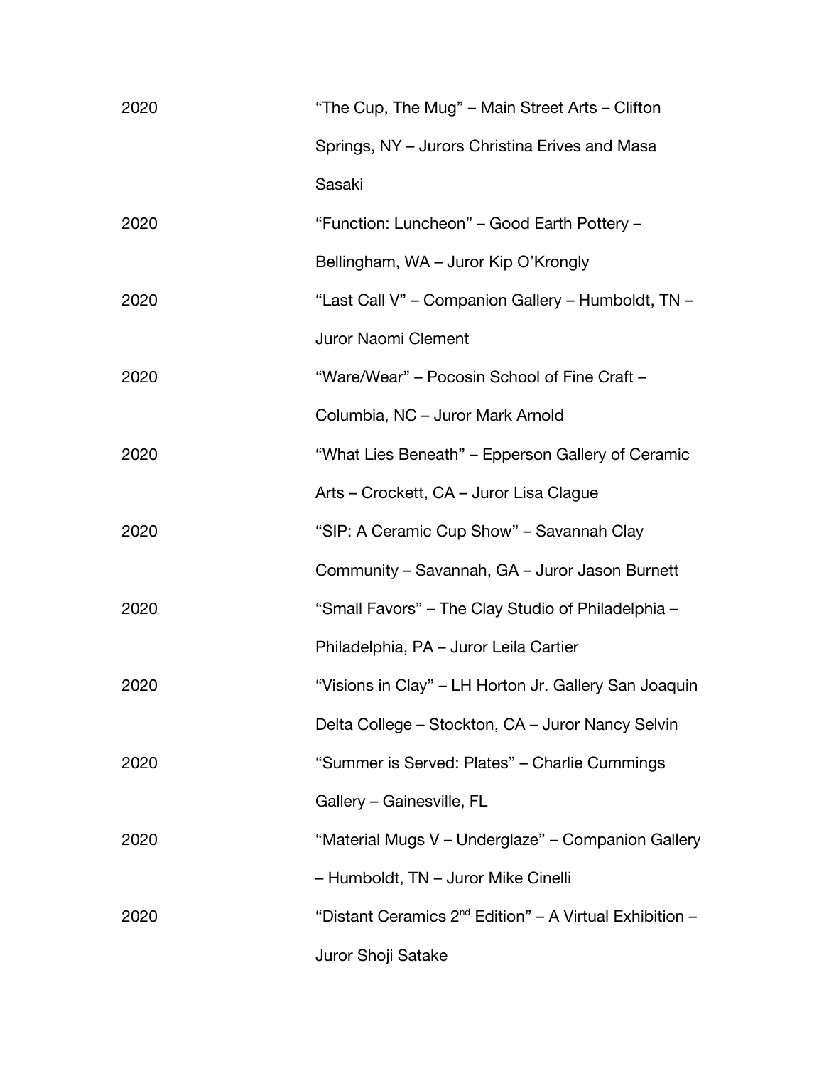| | |
|---|---|
| 2020 | "The Cup, The Mug" – Main Street Arts – Clifton Springs, NY – Jurors Christina Erives and Masa Sasaki |
| 2020 | "Function: Luncheon" – Good Earth Pottery – Bellingham, WA – Juror Kip O'Krongly |
| 2020 | "Last Call V" – Companion Gallery – Humboldt, TN – Juror Naomi Clement |
| 2020 | "Ware/Wear" – Pocosin School of Fine Craft – Columbia, NC – Juror Mark Arnold |
| 2020 | "What Lies Beneath" – Epperson Gallery of Ceramic Arts – Crockett, CA – Juror Lisa Clague |
| 2020 | "SIP: A Ceramic Cup Show" – Savannah Clay Community – Savannah, GA – Juror Jason Burnett |
| 2020 | "Small Favors" – The Clay Studio of Philadelphia – Philadelphia, PA – Juror Leila Cartier |
| 2020 | "Visions in Clay" – LH Horton Jr. Gallery San Joaquin Delta College – Stockton, CA – Juror Nancy Selvin |
| 2020 | "Summer is Served: Plates" – Charlie Cummings Gallery – Gainesville, FL |
| 2020 | "Material Mugs V – Underglaze" – Companion Gallery – Humboldt, TN – Juror Mike Cinelli |
| 2020 | "Distant Ceramics 2nd Edition" – A Virtual Exhibition – Juror Shoji Satake |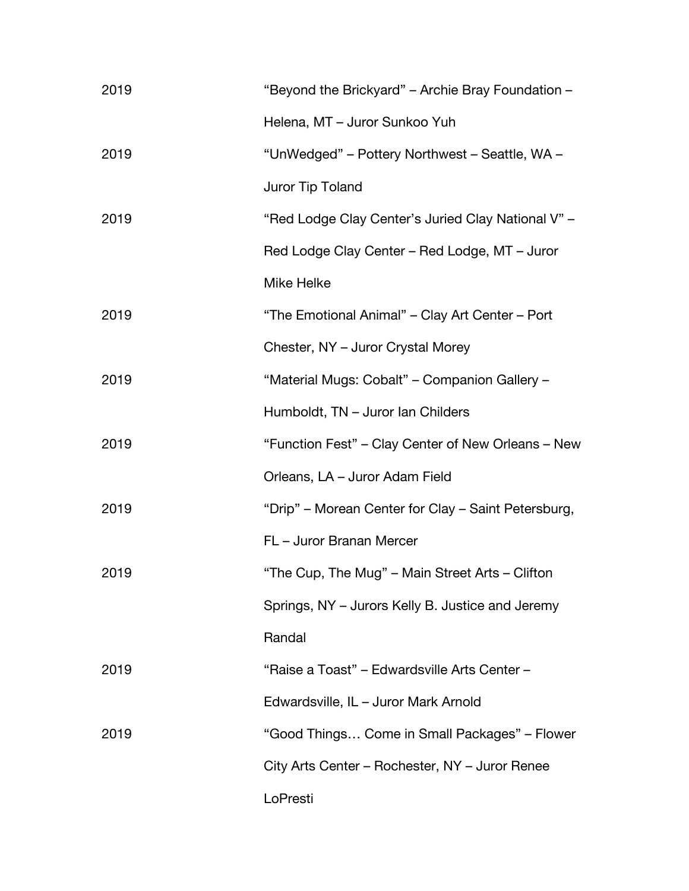| | |
|---|---|
| 2019 | “Beyond the Brickyard” – Archie Bray Foundation – Helena, MT – Juror Sunkoo Yuh |
| 2019 | “UnWedged” – Pottery Northwest – Seattle, WA – Juror Tip Toland |
| 2019 | “Red Lodge Clay Center’s Juried Clay National V” – Red Lodge Clay Center – Red Lodge, MT – Juror Mike Helke |
| 2019 | “The Emotional Animal” – Clay Art Center – Port Chester, NY – Juror Crystal Morey |
| 2019 | “Material Mugs: Cobalt” – Companion Gallery – Humboldt, TN – Juror Ian Childers |
| 2019 | “Function Fest” – Clay Center of New Orleans – New Orleans, LA – Juror Adam Field |
| 2019 | “Drip” – Morean Center for Clay – Saint Petersburg, FL – Juror Branan Mercer |
| 2019 | “The Cup, The Mug” – Main Street Arts – Clifton Springs, NY – Jurors Kelly B. Justice and Jeremy Randal |
| 2019 | “Raise a Toast” – Edwardsville Arts Center – Edwardsville, IL – Juror Mark Arnold |
| 2019 | “Good Things… Come in Small Packages” – Flower City Arts Center – Rochester, NY – Juror Renee LoPresti |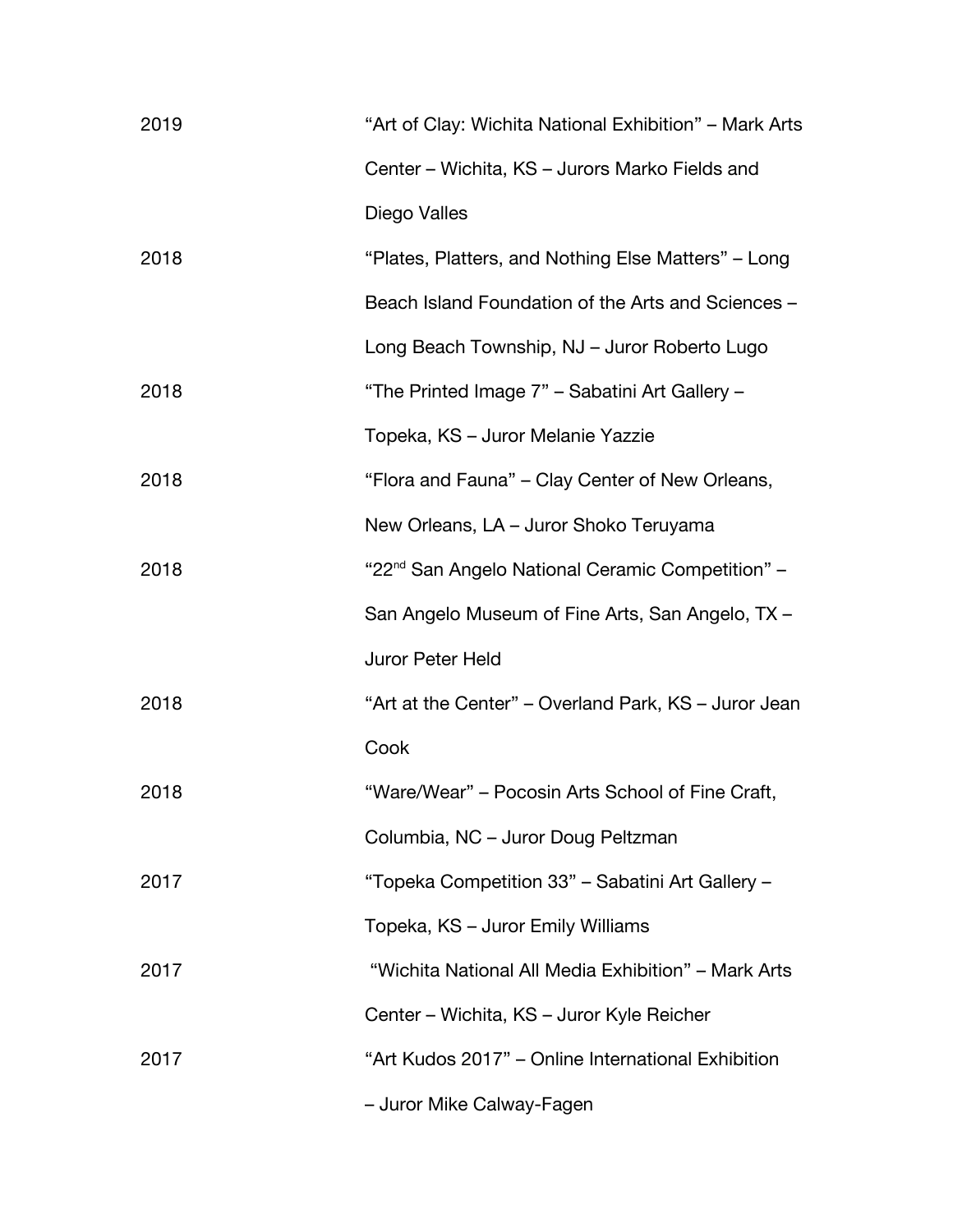| | |
|---|---|
| 2019 | "Art of Clay: Wichita National Exhibition" – Mark Arts Center – Wichita, KS – Jurors Marko Fields and Diego Valles |
| 2018 | "Plates, Platters, and Nothing Else Matters" – Long Beach Island Foundation of the Arts and Sciences – Long Beach Township, NJ – Juror Roberto Lugo |
| 2018 | "The Printed Image 7" – Sabatini Art Gallery – Topeka, KS – Juror Melanie Yazzie |
| 2018 | "Flora and Fauna" – Clay Center of New Orleans, New Orleans, LA – Juror Shoko Teruyama |
| 2018 | "22nd San Angelo National Ceramic Competition" – San Angelo Museum of Fine Arts, San Angelo, TX – Juror Peter Held |
| 2018 | "Art at the Center" – Overland Park, KS – Juror Jean Cook |
| 2018 | "Ware/Wear" – Pocosin Arts School of Fine Craft, Columbia, NC – Juror Doug Peltzman |
| 2017 | "Topeka Competition 33" – Sabatini Art Gallery – Topeka, KS – Juror Emily Williams |
| 2017 | "Wichita National All Media Exhibition" – Mark Arts Center – Wichita, KS – Juror Kyle Reicher |
| 2017 | "Art Kudos 2017" – Online International Exhibition – Juror Mike Calway-Fagen |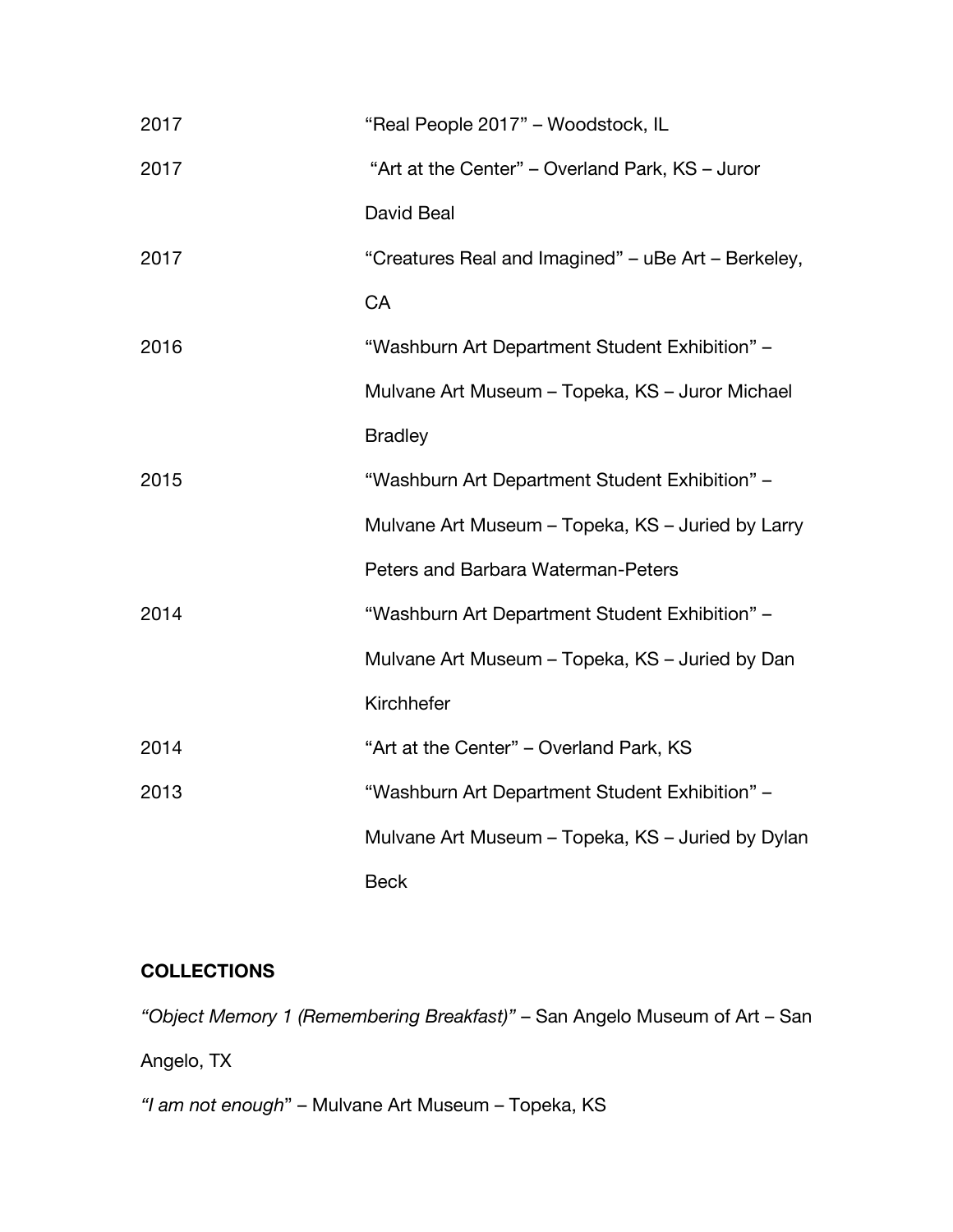| | |
|---|---|
| 2017 | "Real People 2017" – Woodstock, IL |
| 2017 | "Art at the Center" – Overland Park, KS – Juror David Beal |
| 2017 | "Creatures Real and Imagined" – uBe Art – Berkeley, CA |
| 2016 | "Washburn Art Department Student Exhibition" – Mulvane Art Museum – Topeka, KS – Juror Michael Bradley |
| 2015 | "Washburn Art Department Student Exhibition" – Mulvane Art Museum – Topeka, KS – Juried by Larry Peters and Barbara Waterman-Peters |
| 2014 | "Washburn Art Department Student Exhibition" – Mulvane Art Museum – Topeka, KS – Juried by Dan Kirchhefer |
| 2014 | "Art at the Center" – Overland Park, KS |
| 2013 | "Washburn Art Department Student Exhibition" – Mulvane Art Museum – Topeka, KS – Juried by Dylan Beck |

**COLLECTIONS**

*"Object Memory 1 (Remembering Breakfast)"* – San Angelo Museum of Art – San Angelo, TX

*"I am not enough*" – Mulvane Art Museum – Topeka, KS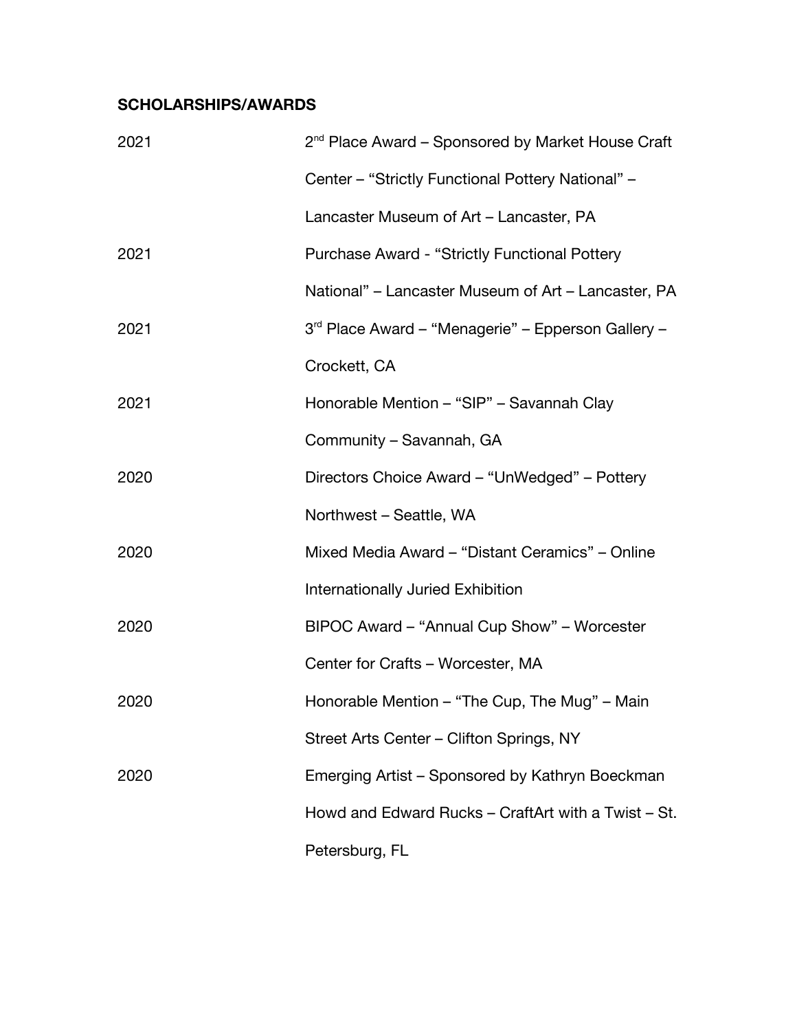**SCHOLARSHIPS/AWARDS**

| | |
|---|---|
| 2021 | 2nd Place Award – Sponsored by Market House Craft Center – "Strictly Functional Pottery National" – Lancaster Museum of Art – Lancaster, PA |
| 2021 | Purchase Award - "Strictly Functional Pottery National" – Lancaster Museum of Art – Lancaster, PA |
| 2021 | 3rd Place Award – "Menagerie" – Epperson Gallery – Crockett, CA |
| 2021 | Honorable Mention – "SIP" – Savannah Clay Community – Savannah, GA |
| 2020 | Directors Choice Award – "UnWedged" – Pottery Northwest – Seattle, WA |
| 2020 | Mixed Media Award – "Distant Ceramics" – Online Internationally Juried Exhibition |
| 2020 | BIPOC Award – "Annual Cup Show" – Worcester Center for Crafts – Worcester, MA |
| 2020 | Honorable Mention – "The Cup, The Mug" – Main Street Arts Center – Clifton Springs, NY |
| 2020 | Emerging Artist – Sponsored by Kathryn Boeckman Howd and Edward Rucks – CraftArt with a Twist – St. Petersburg, FL |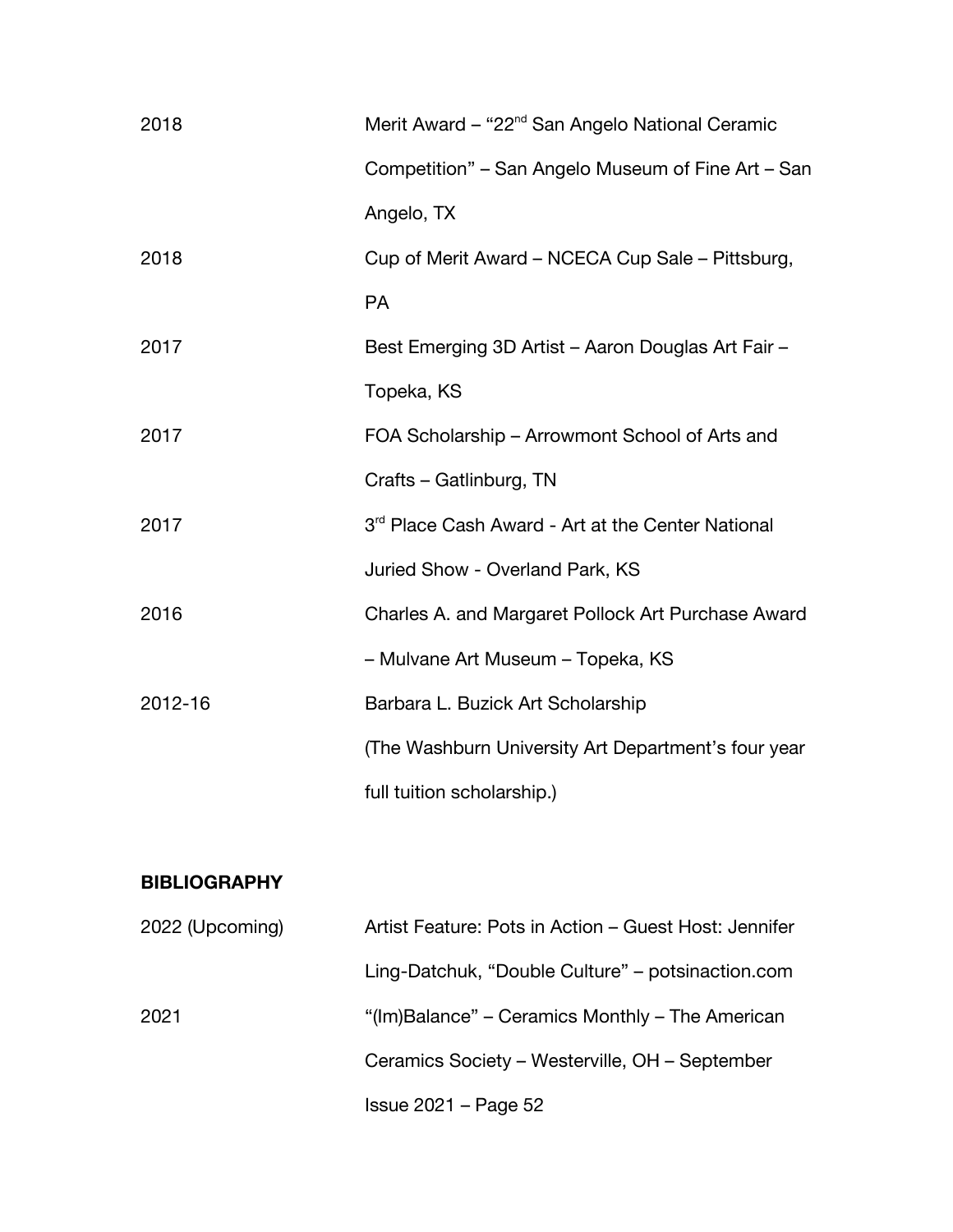| | |
|---|---|
| 2018 | Merit Award – "22nd San Angelo National Ceramic Competition" – San Angelo Museum of Fine Art – San Angelo, TX |
| 2018 | Cup of Merit Award – NCECA Cup Sale – Pittsburg, PA |
| 2017 | Best Emerging 3D Artist – Aaron Douglas Art Fair – Topeka, KS |
| 2017 | FOA Scholarship – Arrowmont School of Arts and Crafts – Gatlinburg, TN |
| 2017 | 3rd Place Cash Award - Art at the Center National Juried Show - Overland Park, KS |
| 2016 | Charles A. and Margaret Pollock Art Purchase Award – Mulvane Art Museum – Topeka, KS |
| 2012-16 | Barbara L. Buzick Art Scholarship (The Washburn University Art Department's four year full tuition scholarship.) |

**BIBLIOGRAPHY**

| | |
|---|---|
| 2022 (Upcoming) | Artist Feature: Pots in Action – Guest Host: Jennifer Ling-Datchuk, "Double Culture" – potsinaction.com |
| 2021 | "(Im)Balance" – Ceramics Monthly – The American Ceramics Society – Westerville, OH – September Issue 2021 – Page 52 |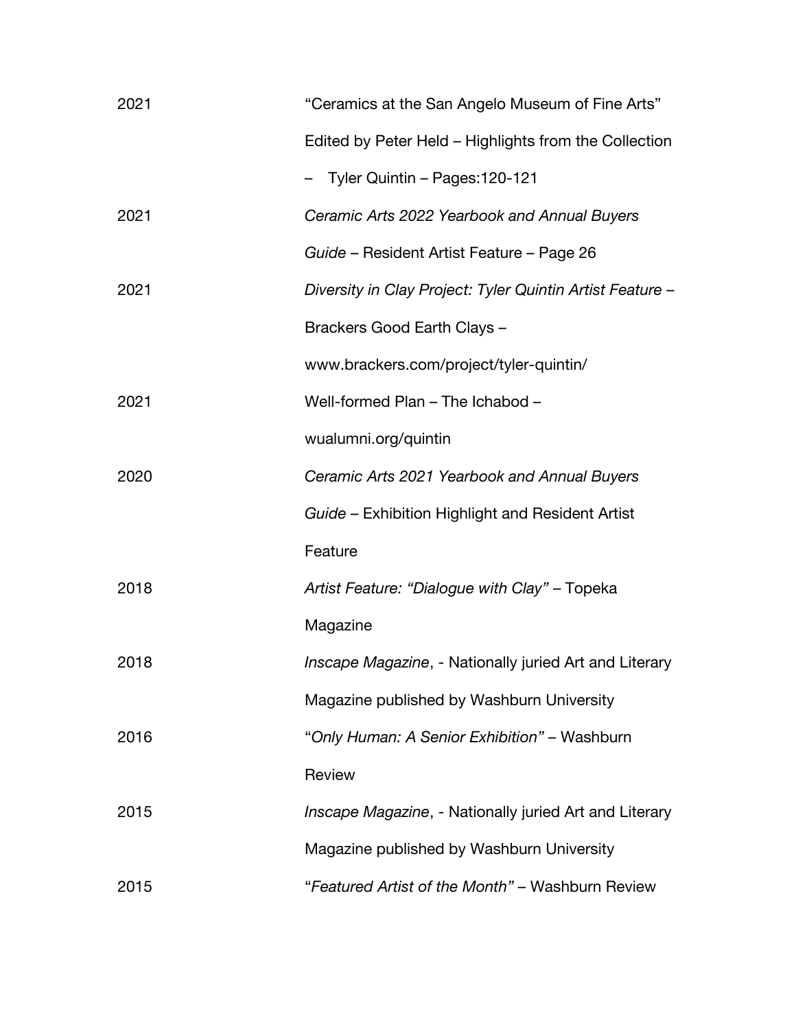| | |
|---|---|
| 2021 | "Ceramics at the San Angelo Museum of Fine Arts" Edited by Peter Held – Highlights from the Collection – Tyler Quintin – Pages:120-121 |
| 2021 | *Ceramic Arts 2022 Yearbook and Annual Buyers Guide* – Resident Artist Feature – Page 26 |
| 2021 | *Diversity in Clay Project: Tyler Quintin Artist Feature* – Brackers Good Earth Clays – www.brackers.com/project/tyler-quintin/ |
| 2021 | Well-formed Plan – The Ichabod – wualumni.org/quintin |
| 2020 | *Ceramic Arts 2021 Yearbook and Annual Buyers Guide* – Exhibition Highlight and Resident Artist Feature |
| 2018 | *Artist Feature: "Dialogue with Clay"* – Topeka Magazine |
| 2018 | *Inscape Magazine*, - Nationally juried Art and Literary Magazine published by Washburn University |
| 2016 | "*Only Human: A Senior Exhibition"* – Washburn Review |
| 2015 | *Inscape Magazine*, - Nationally juried Art and Literary Magazine published by Washburn University |
| 2015 | "*Featured Artist of the Month"* – Washburn Review |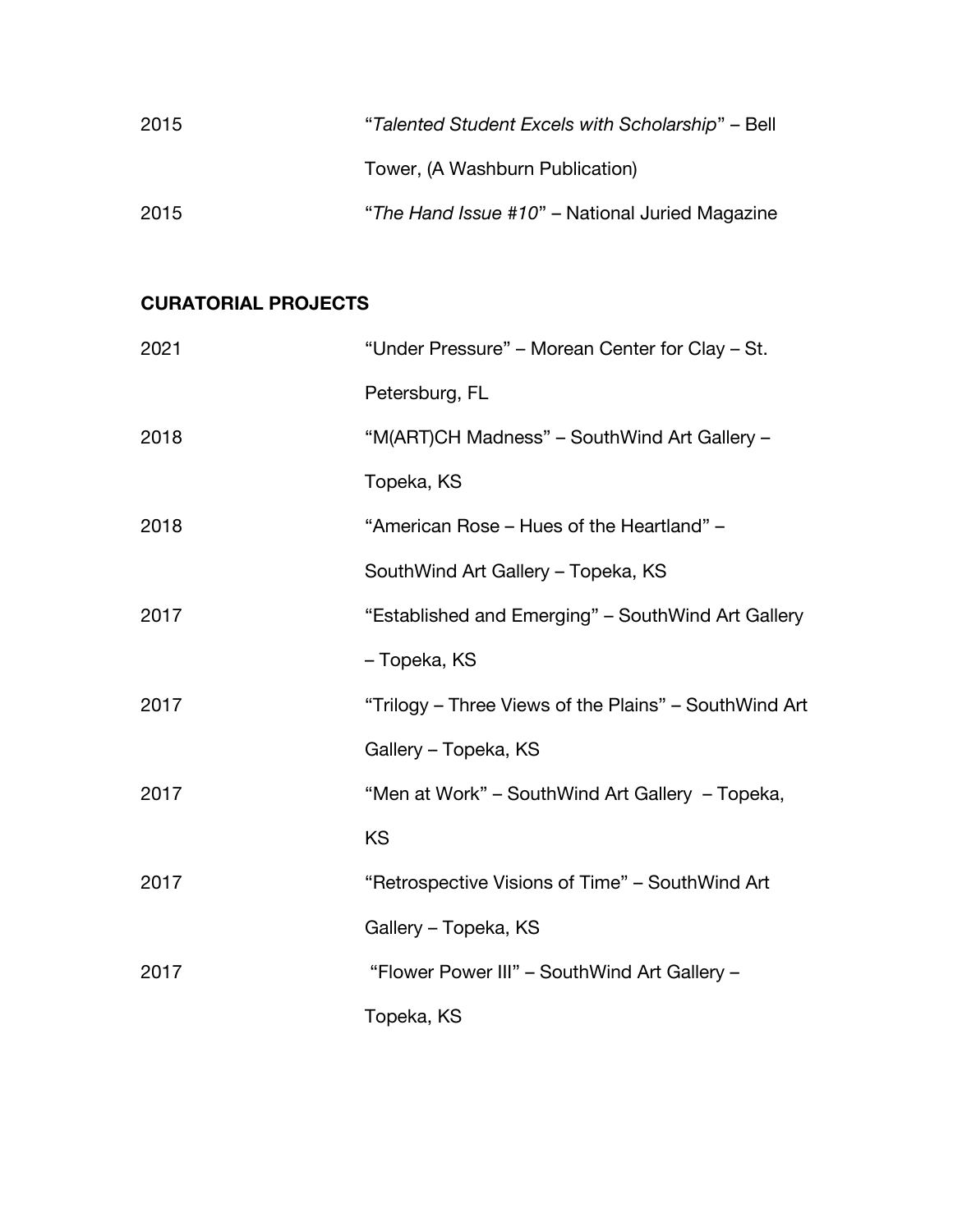| | |
|---|---|
| 2015 | “*Talented Student Excels with Scholarship*” – Bell Tower, (A Washburn Publication) |
| 2015 | “*The Hand Issue #10*” – National Juried Magazine |

**CURATORIAL PROJECTS**

| | |
|---|---|
| 2021 | “Under Pressure” – Morean Center for Clay – St. Petersburg, FL |
| 2018 | “M(ART)CH Madness” – SouthWind Art Gallery – Topeka, KS |
| 2018 | “American Rose – Hues of the Heartland” – SouthWind Art Gallery – Topeka, KS |
| 2017 | “Established and Emerging” – SouthWind Art Gallery – Topeka, KS |
| 2017 | “Trilogy – Three Views of the Plains” – SouthWind Art Gallery – Topeka, KS |
| 2017 | “Men at Work” – SouthWind Art Gallery – Topeka, KS |
| 2017 | “Retrospective Visions of Time” – SouthWind Art Gallery – Topeka, KS |
| 2017 | “Flower Power III” – SouthWind Art Gallery – Topeka, KS |